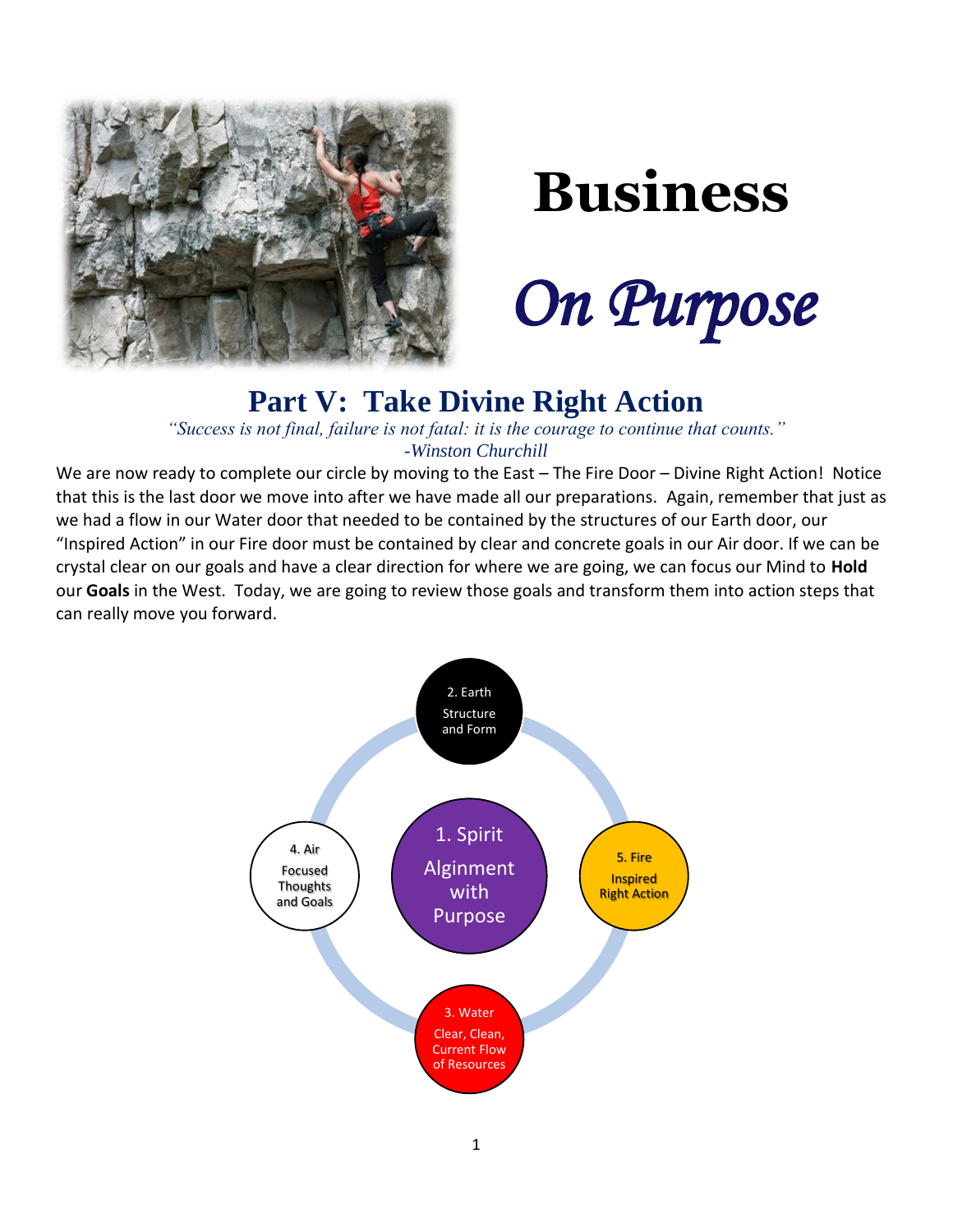# Business

# *On Purpose*

## Part V: Take Divine Right Action

*"Success is not final, failure is not fatal: it is the courage to continue that counts."*
*-Winston Churchill*

We are now ready to complete our circle by moving to the East – The Fire Door – Divine Right Action! Notice that this is the last door we move into after we have made all our preparations. Again, remember that just as we had a flow in our Water door that needed to be contained by the structures of our Earth door, our "Inspired Action" in our Fire door must be contained by clear and concrete goals in our Air door. If we can be crystal clear on our goals and have a clear direction for where we are going, we can focus our Mind to **Hold** our **Goals** in the West. Today, we are going to review those goals and transform them into action steps that can really move you forward.

2. Earth
Structure and Form

4. Air
Focused Thoughts and Goals

1. Spirit
Alignment with Purpose

5. Fire
Inspired Right Action

3. Water
Clear, Clean, Current Flow of Resources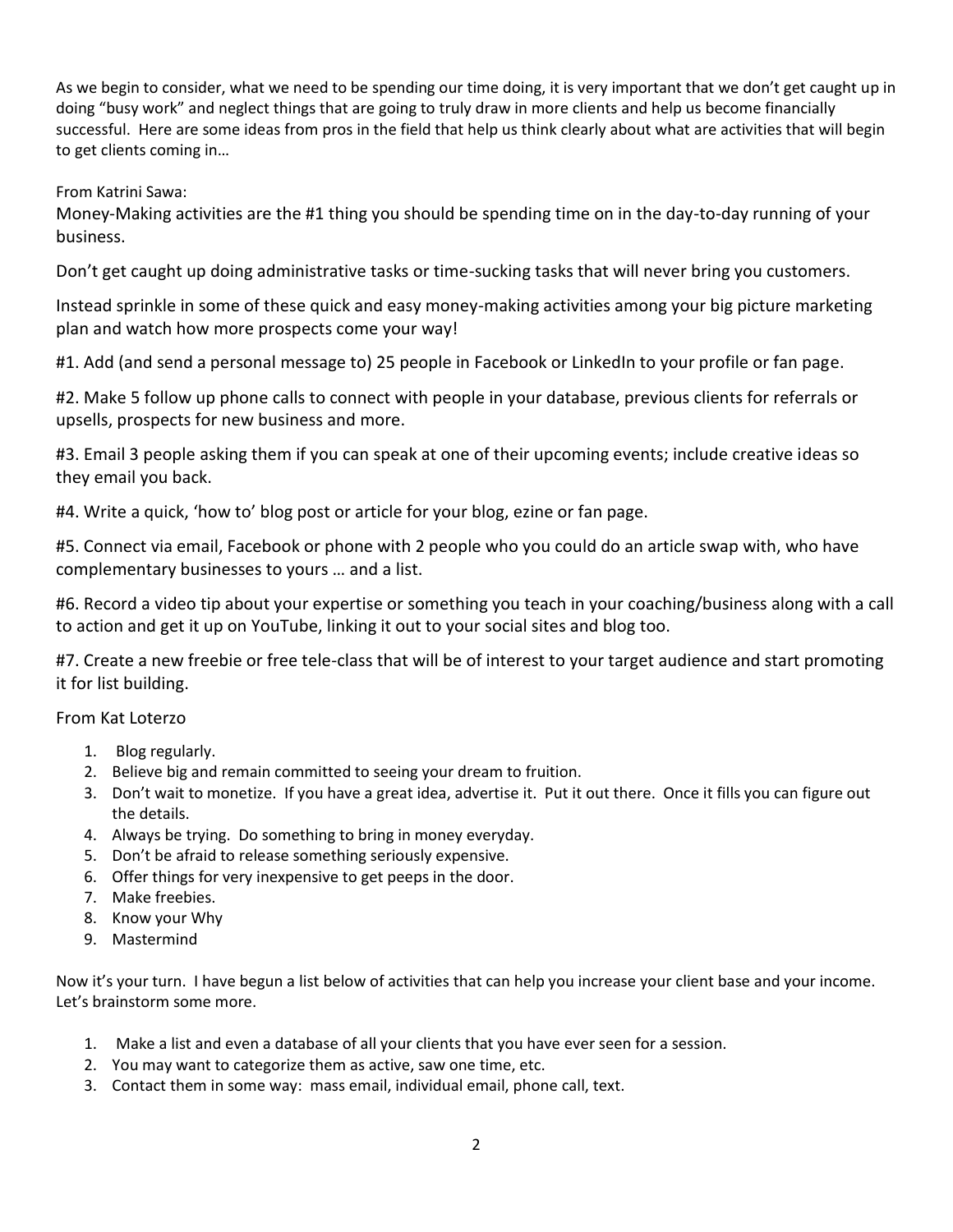As we begin to consider, what we need to be spending our time doing, it is very important that we don't get caught up in doing "busy work" and neglect things that are going to truly draw in more clients and help us become financially successful. Here are some ideas from pros in the field that help us think clearly about what are activities that will begin to get clients coming in…

From Katrini Sawa:

Money-Making activities are the #1 thing you should be spending time on in the day-to-day running of your business.

Don't get caught up doing administrative tasks or time-sucking tasks that will never bring you customers.

Instead sprinkle in some of these quick and easy money-making activities among your big picture marketing plan and watch how more prospects come your way!

#1. Add (and send a personal message to) 25 people in Facebook or LinkedIn to your profile or fan page.

#2. Make 5 follow up phone calls to connect with people in your database, previous clients for referrals or upsells, prospects for new business and more.

#3. Email 3 people asking them if you can speak at one of their upcoming events; include creative ideas so they email you back.

#4. Write a quick, 'how to' blog post or article for your blog, ezine or fan page.

#5. Connect via email, Facebook or phone with 2 people who you could do an article swap with, who have complementary businesses to yours … and a list.

#6. Record a video tip about your expertise or something you teach in your coaching/business along with a call to action and get it up on YouTube, linking it out to your social sites and blog too.

#7. Create a new freebie or free tele-class that will be of interest to your target audience and start promoting it for list building.

From Kat Loterzo

1. Blog regularly.
2. Believe big and remain committed to seeing your dream to fruition.
3. Don't wait to monetize. If you have a great idea, advertise it. Put it out there. Once it fills you can figure out the details.
4. Always be trying. Do something to bring in money everyday.
5. Don't be afraid to release something seriously expensive.
6. Offer things for very inexpensive to get peeps in the door.
7. Make freebies.
8. Know your Why
9. Mastermind

Now it's your turn. I have begun a list below of activities that can help you increase your client base and your income. Let's brainstorm some more.

1. Make a list and even a database of all your clients that you have ever seen for a session.
2. You may want to categorize them as active, saw one time, etc.
3. Contact them in some way: mass email, individual email, phone call, text.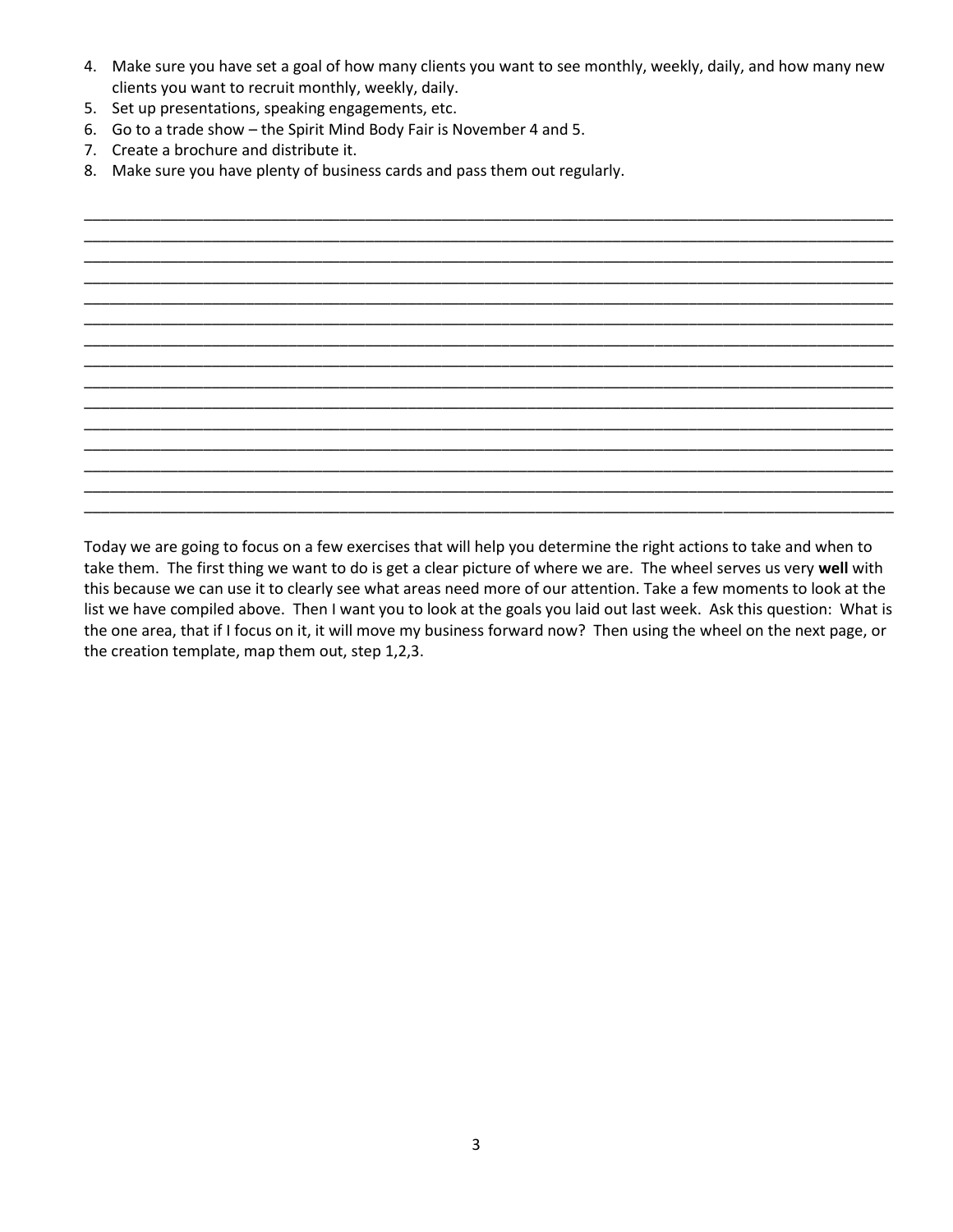4. Make sure you have set a goal of how many clients you want to see monthly, weekly, daily, and how many new clients you want to recruit monthly, weekly, daily.
5. Set up presentations, speaking engagements, etc.
6. Go to a trade show – the Spirit Mind Body Fair is November 4 and 5.
7. Create a brochure and distribute it.
8. Make sure you have plenty of business cards and pass them out regularly.

_______________________________________________________________________________________________
_______________________________________________________________________________________________
_______________________________________________________________________________________________
_______________________________________________________________________________________________
_______________________________________________________________________________________________
_______________________________________________________________________________________________
_______________________________________________________________________________________________
_______________________________________________________________________________________________
_______________________________________________________________________________________________
_______________________________________________________________________________________________
_______________________________________________________________________________________________
_______________________________________________________________________________________________
_______________________________________________________________________________________________
_______________________________________________________________________________________________
_______________________________________________________________________________________________

Today we are going to focus on a few exercises that will help you determine the right actions to take and when to take them. The first thing we want to do is get a clear picture of where we are. The wheel serves us very **well** with this because we can use it to clearly see what areas need more of our attention. Take a few moments to look at the list we have compiled above. Then I want you to look at the goals you laid out last week. Ask this question: What is the one area, that if I focus on it, it will move my business forward now? Then using the wheel on the next page, or the creation template, map them out, step 1,2,3.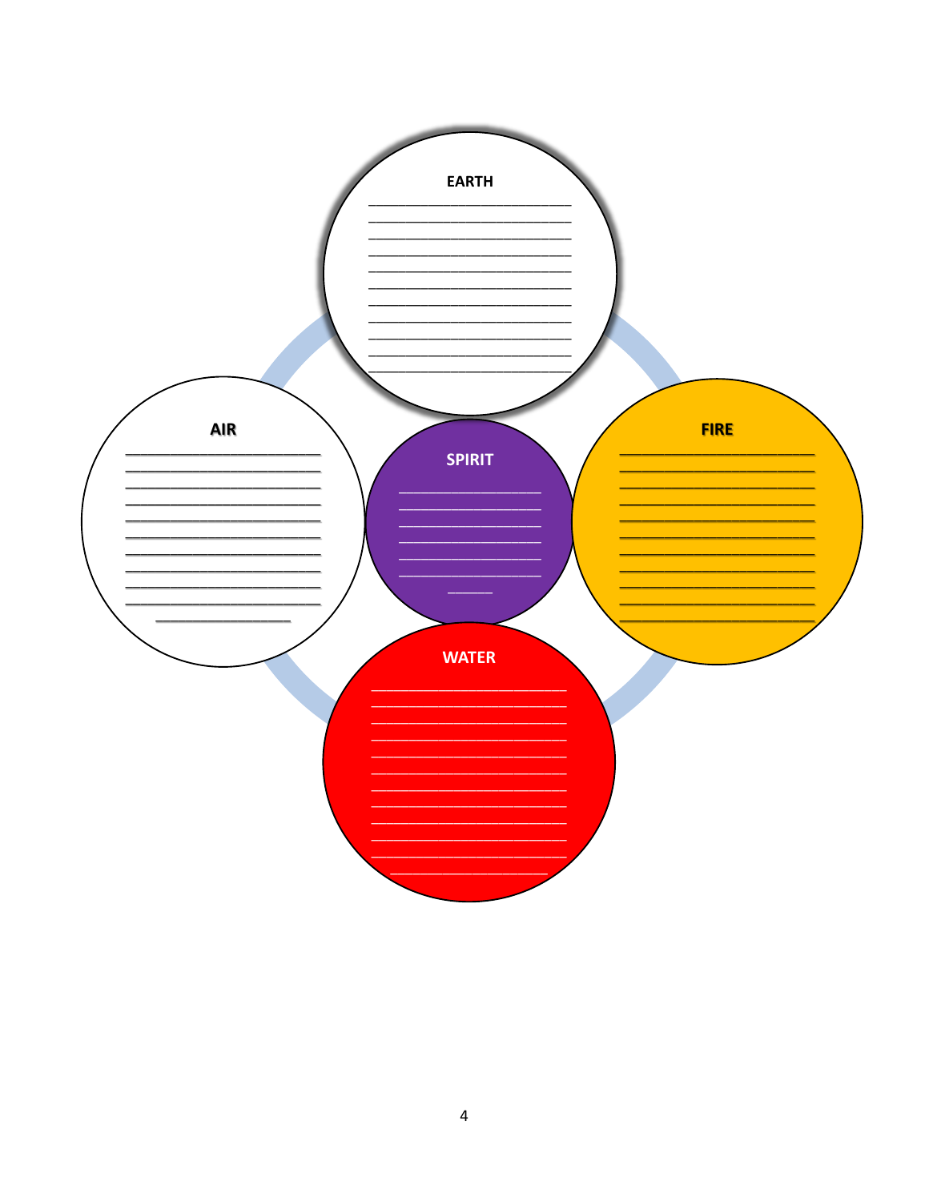**EARTH**

______________________________
______________________________
______________________________
______________________________
______________________________
______________________________
______________________________
______________________________
______________________________
______________________________
______________________________

**AIR**

______________________________
______________________________
______________________________
______________________________
______________________________
______________________________
______________________________
______________________________
______________________________
______________________________
____________________

**SPIRIT**

______________________
______________________
______________________
______________________
______________________
______________________
_______

**FIRE**

______________________________
______________________________
______________________________
______________________________
______________________________
______________________________
______________________________
______________________________
______________________________
______________________________
______________________________

**WATER**

______________________________
______________________________
______________________________
______________________________
______________________________
______________________________
______________________________
______________________________
______________________________
______________________________
______________________________
________________________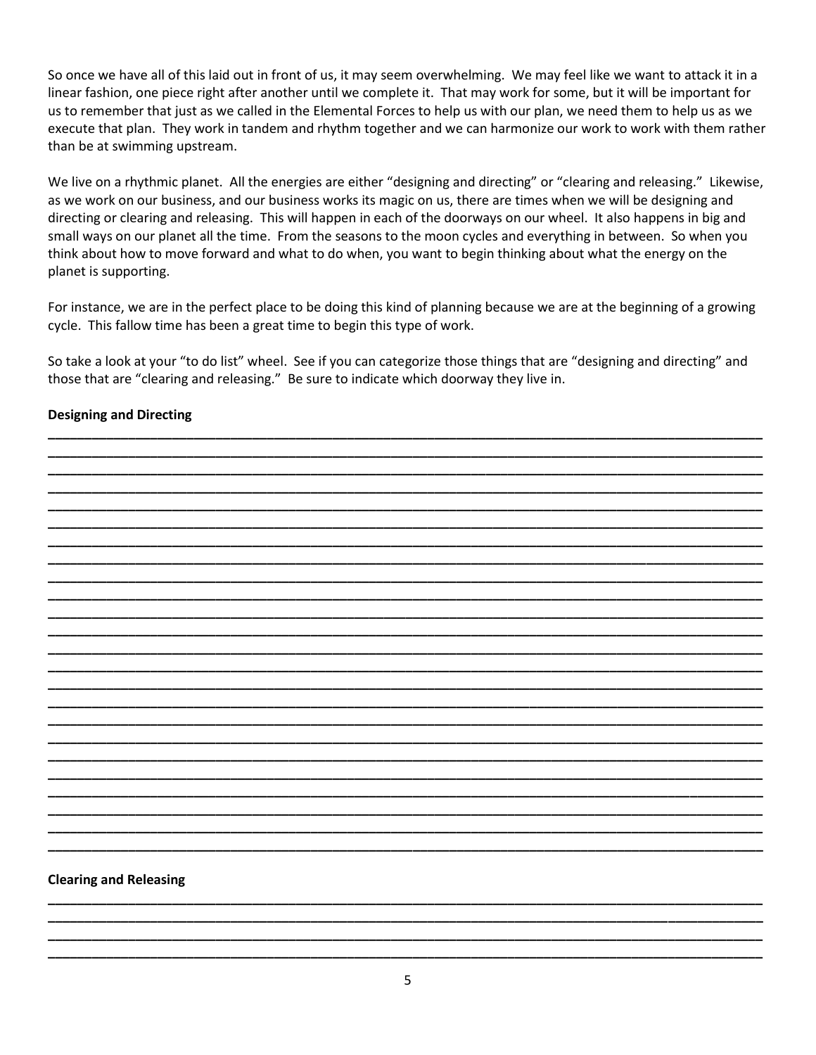So once we have all of this laid out in front of us, it may seem overwhelming. We may feel like we want to attack it in a linear fashion, one piece right after another until we complete it. That may work for some, but it will be important for us to remember that just as we called in the Elemental Forces to help us with our plan, we need them to help us as we execute that plan. They work in tandem and rhythm together and we can harmonize our work to work with them rather than be at swimming upstream.

We live on a rhythmic planet. All the energies are either "designing and directing" or "clearing and releasing." Likewise, as we work on our business, and our business works its magic on us, there are times when we will be designing and directing or clearing and releasing. This will happen in each of the doorways on our wheel. It also happens in big and small ways on our planet all the time. From the seasons to the moon cycles and everything in between. So when you think about how to move forward and what to do when, you want to begin thinking about what the energy on the planet is supporting.

For instance, we are in the perfect place to be doing this kind of planning because we are at the beginning of a growing cycle. This fallow time has been a great time to begin this type of work.

So take a look at your "to do list" wheel. See if you can categorize those things that are "designing and directing" and those that are "clearing and releasing." Be sure to indicate which doorway they live in.

**Designing and Directing**

______________________________________________________________________________________________
______________________________________________________________________________________________
______________________________________________________________________________________________
______________________________________________________________________________________________
______________________________________________________________________________________________
______________________________________________________________________________________________
______________________________________________________________________________________________
______________________________________________________________________________________________
______________________________________________________________________________________________
______________________________________________________________________________________________
______________________________________________________________________________________________
______________________________________________________________________________________________
______________________________________________________________________________________________
______________________________________________________________________________________________
______________________________________________________________________________________________
______________________________________________________________________________________________
______________________________________________________________________________________________
______________________________________________________________________________________________
______________________________________________________________________________________________
______________________________________________________________________________________________
______________________________________________________________________________________________
______________________________________________________________________________________________
______________________________________________________________________________________________
______________________________________________________________________________________________

**Clearing and Releasing**

______________________________________________________________________________________________
______________________________________________________________________________________________
______________________________________________________________________________________________
______________________________________________________________________________________________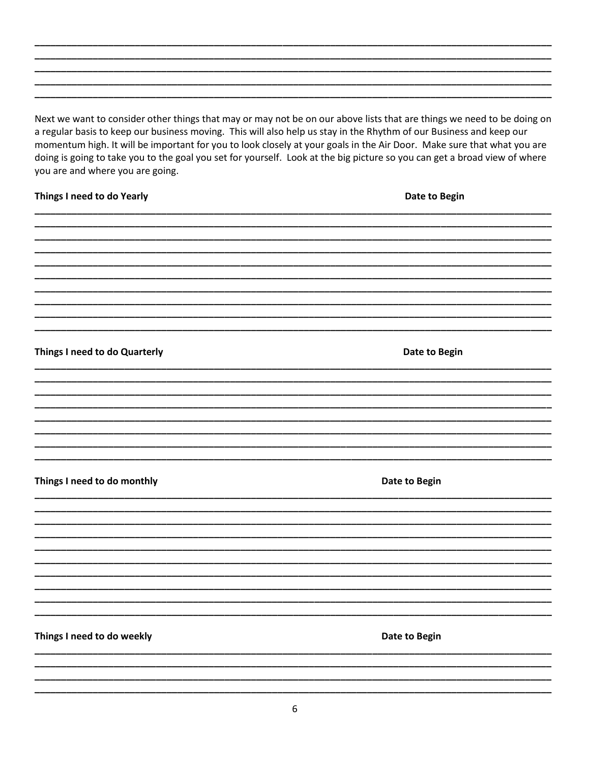Next we want to consider other things that may or may not be on our above lists that are things we need to be doing on a regular basis to keep our business moving. This will also help us stay in the Rhythm of our Business and keep our momentum high. It will be important for you to look closely at your goals in the Air Door. Make sure that what you are doing is going to take you to the goal you set for yourself. Look at the big picture so you can get a broad view of where you are and where you are going.

**Things I need to do Yearly** — **Date to Begin**

**Things I need to do Quarterly** — **Date to Begin**

**Things I need to do monthly** — **Date to Begin**

**Things I need to do weekly** — **Date to Begin**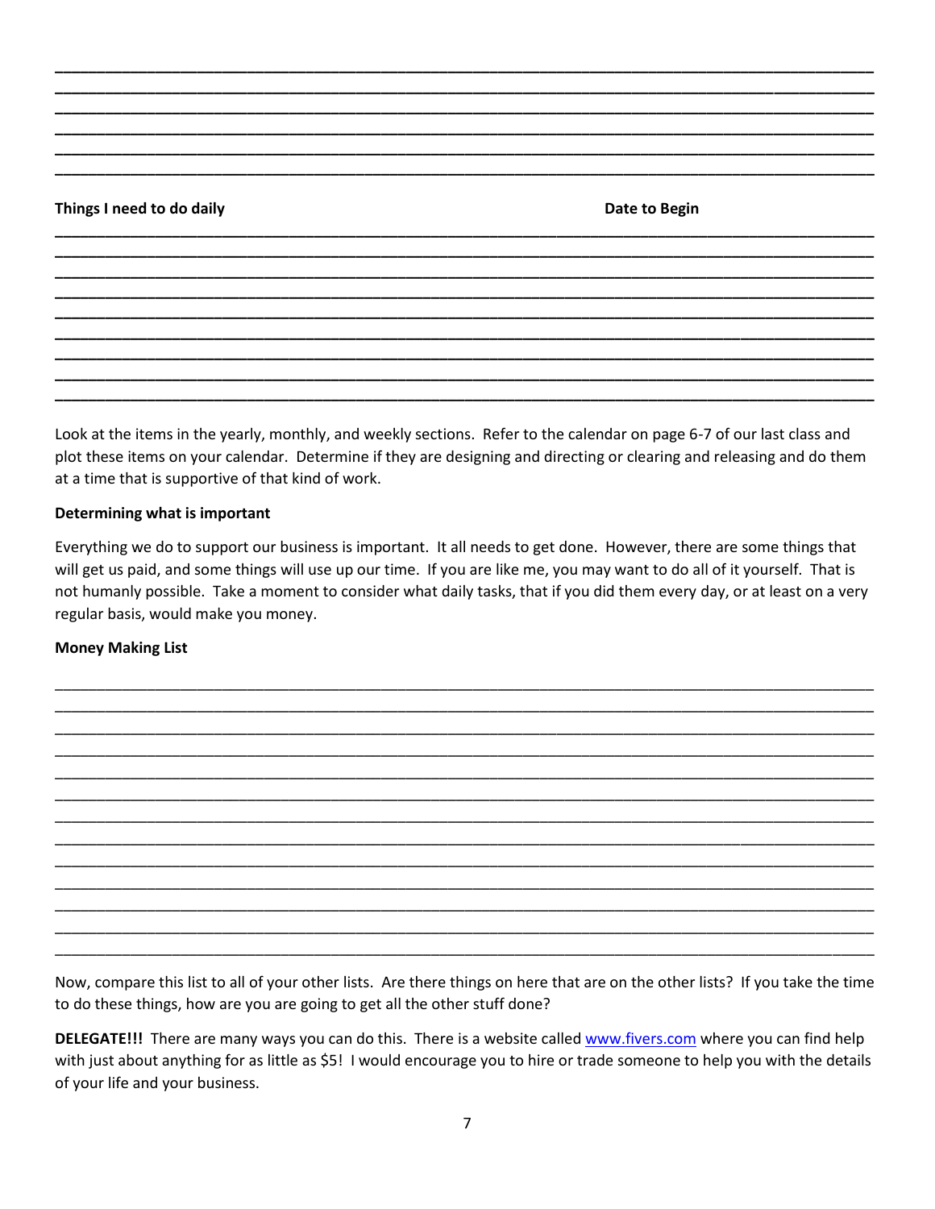Things I need to do daily | Date to Begin

Look at the items in the yearly, monthly, and weekly sections. Refer to the calendar on page 6-7 of our last class and plot these items on your calendar. Determine if they are designing and directing or clearing and releasing and do them at a time that is supportive of that kind of work.

**Determining what is important**

Everything we do to support our business is important. It all needs to get done. However, there are some things that will get us paid, and some things will use up our time. If you are like me, you may want to do all of it yourself. That is not humanly possible. Take a moment to consider what daily tasks, that if you did them every day, or at least on a very regular basis, would make you money.

**Money Making List**

Now, compare this list to all of your other lists. Are there things on here that are on the other lists? If you take the time to do these things, how are you are going to get all the other stuff done?

**DELEGATE!!!** There are many ways you can do this. There is a website called www.fivers.com where you can find help with just about anything for as little as $5! I would encourage you to hire or trade someone to help you with the details of your life and your business.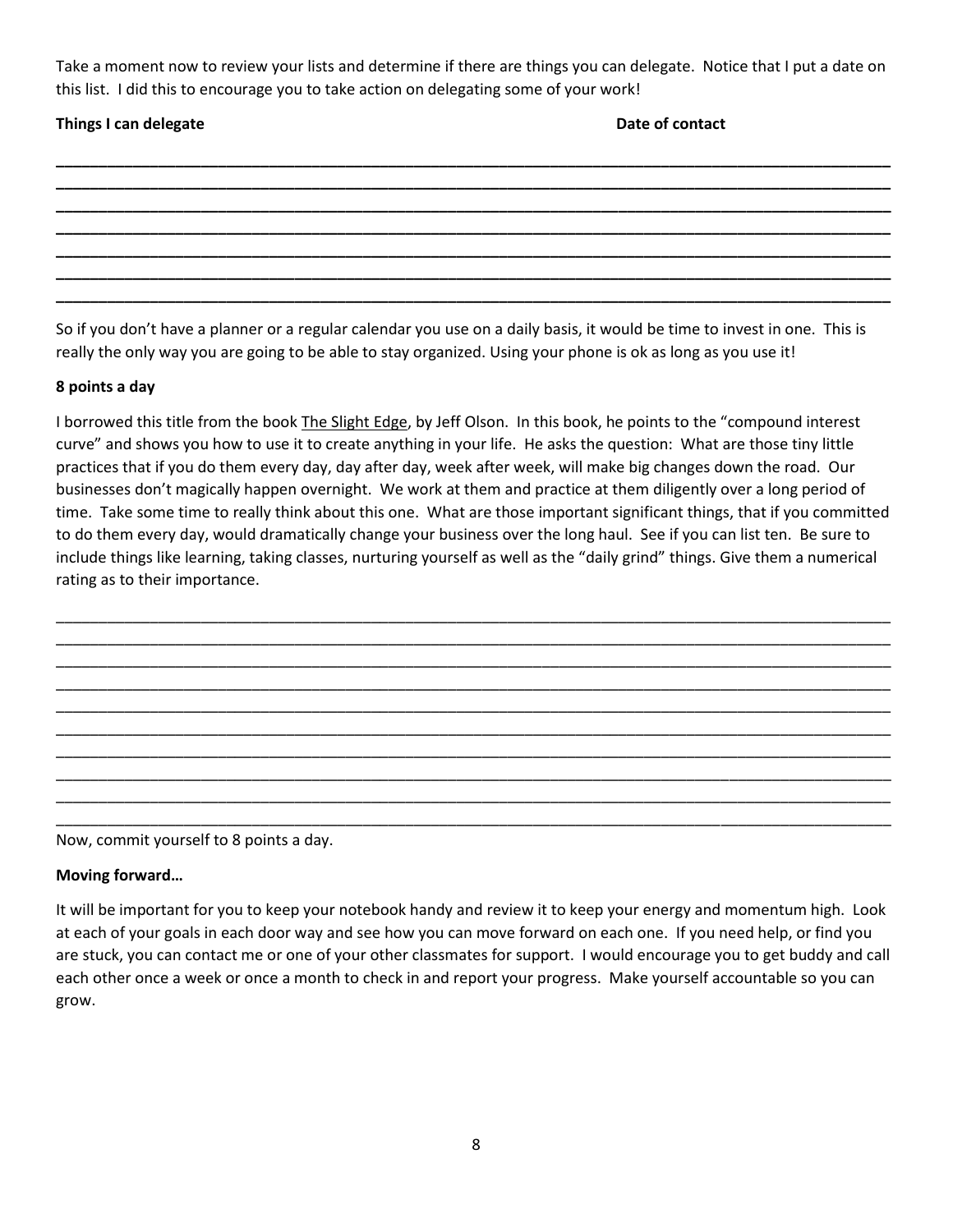Take a moment now to review your lists and determine if there are things you can delegate. Notice that I put a date on this list. I did this to encourage you to take action on delegating some of your work!

**Things I can delegate** **Date of contact**

_______________________________________________________________________________________
_______________________________________________________________________________________
_______________________________________________________________________________________
_______________________________________________________________________________________
_______________________________________________________________________________________
_______________________________________________________________________________________
_______________________________________________________________________________________

So if you don't have a planner or a regular calendar you use on a daily basis, it would be time to invest in one. This is really the only way you are going to be able to stay organized. Using your phone is ok as long as you use it!

**8 points a day**

I borrowed this title from the book <u>The Slight Edge</u>, by Jeff Olson. In this book, he points to the "compound interest curve" and shows you how to use it to create anything in your life. He asks the question: What are those tiny little practices that if you do them every day, day after day, week after week, will make big changes down the road. Our businesses don't magically happen overnight. We work at them and practice at them diligently over a long period of time. Take some time to really think about this one. What are those important significant things, that if you committed to do them every day, would dramatically change your business over the long haul. See if you can list ten. Be sure to include things like learning, taking classes, nurturing yourself as well as the "daily grind" things. Give them a numerical rating as to their importance.

_______________________________________________________________________________________
_______________________________________________________________________________________
_______________________________________________________________________________________
_______________________________________________________________________________________
_______________________________________________________________________________________
_______________________________________________________________________________________
_______________________________________________________________________________________
_______________________________________________________________________________________
_______________________________________________________________________________________
_______________________________________________________________________________________

Now, commit yourself to 8 points a day.

**Moving forward…**

It will be important for you to keep your notebook handy and review it to keep your energy and momentum high. Look at each of your goals in each door way and see how you can move forward on each one. If you need help, or find you are stuck, you can contact me or one of your other classmates for support. I would encourage you to get buddy and call each other once a week or once a month to check in and report your progress. Make yourself accountable so you can grow.